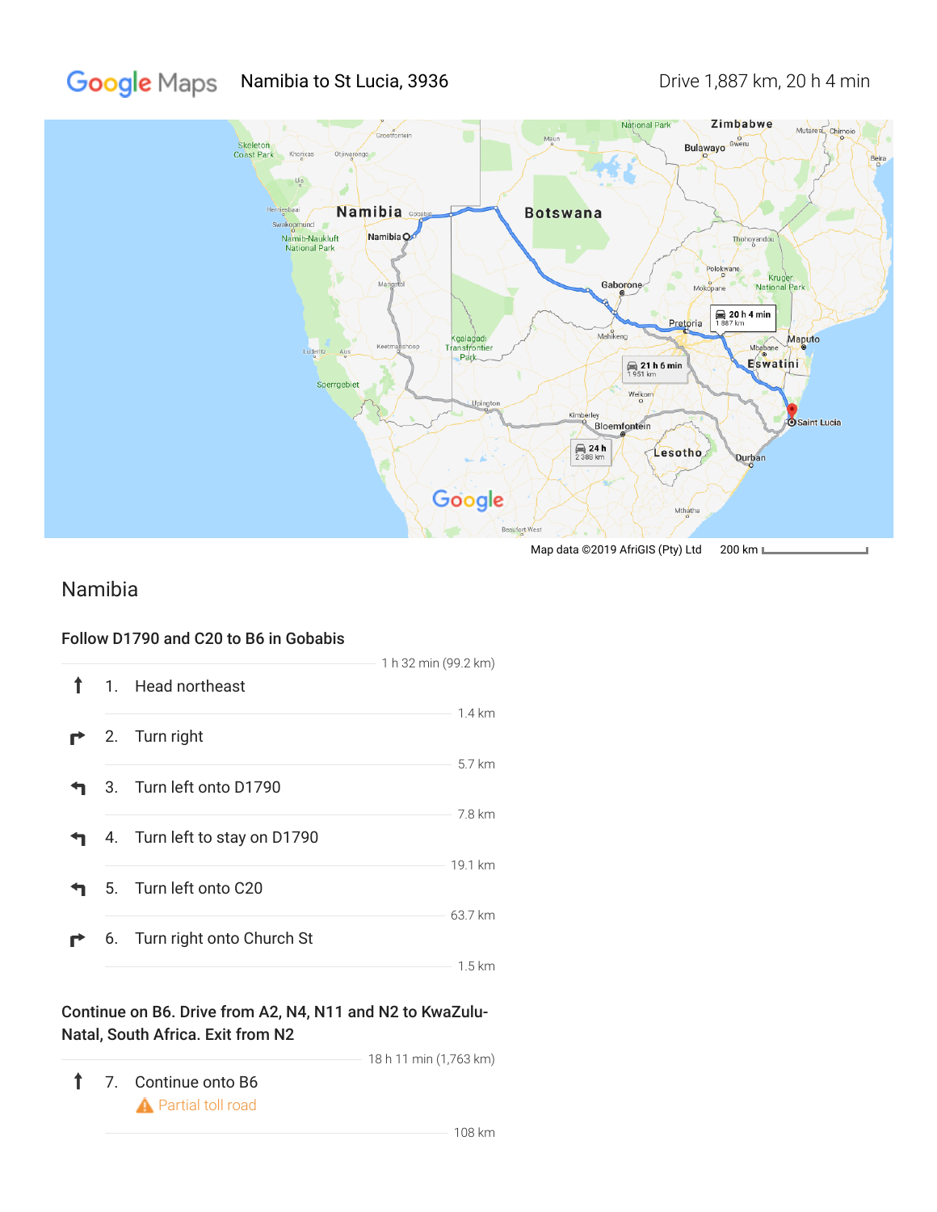Google Maps Namibia to St Lucia, 3936 Drive 1,887 km, 20 h 4 min

Map data ©2019 AfriGIS (Pty) Ltd 200 km

## Namibia

### Follow D1790 and C20 to B6 in Gobabis

1 h 32 min (99.2 km)

1. Head northeast

   1.4 km

2. Turn right

   5.7 km

3. Turn left onto D1790

   7.8 km

4. Turn left to stay on D1790

   19.1 km

5. Turn left onto C20

   63.7 km

6. Turn right onto Church St

   1.5 km

### Continue on B6. Drive from A2, N4, N11 and N2 to KwaZulu-Natal, South Africa. Exit from N2

18 h 11 min (1,763 km)

7. Continue onto B6

   ⚠ Partial toll road

   108 km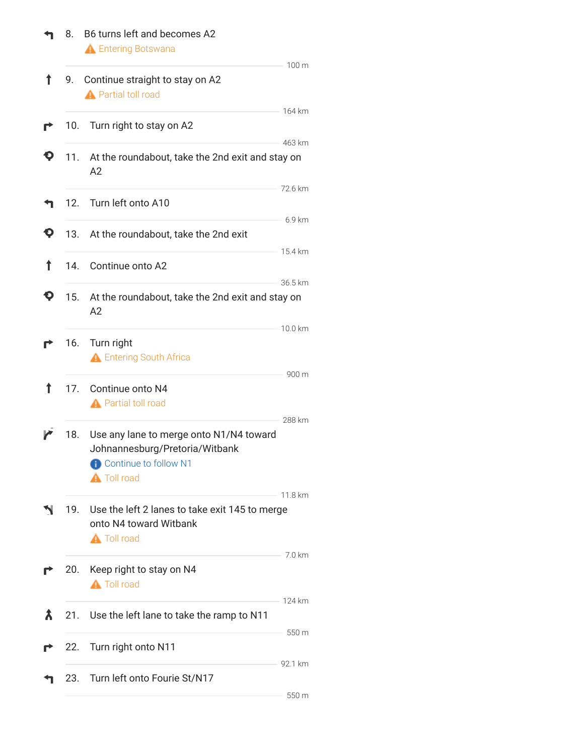8. B6 turns left and becomes A2
   ⚠ Entering Botswana

   100 m

9. Continue straight to stay on A2
   ⚠ Partial toll road

   164 km

10. Turn right to stay on A2

    463 km

11. At the roundabout, take the 2nd exit and stay on A2

    72.6 km

12. Turn left onto A10

    6.9 km

13. At the roundabout, take the 2nd exit

    15.4 km

14. Continue onto A2

    36.5 km

15. At the roundabout, take the 2nd exit and stay on A2

    10.0 km

16. Turn right
    ⚠ Entering South Africa

    900 m

17. Continue onto N4
    ⚠ Partial toll road

    288 km

18. Use any lane to merge onto N1/N4 toward Johannesburg/Pretoria/Witbank
    ℹ Continue to follow N1
    ⚠ Toll road

    11.8 km

19. Use the left 2 lanes to take exit 145 to merge onto N4 toward Witbank
    ⚠ Toll road

    7.0 km

20. Keep right to stay on N4
    ⚠ Toll road

    124 km

21. Use the left lane to take the ramp to N11

    550 m

22. Turn right onto N11

    92.1 km

23. Turn left onto Fourie St/N17

    550 m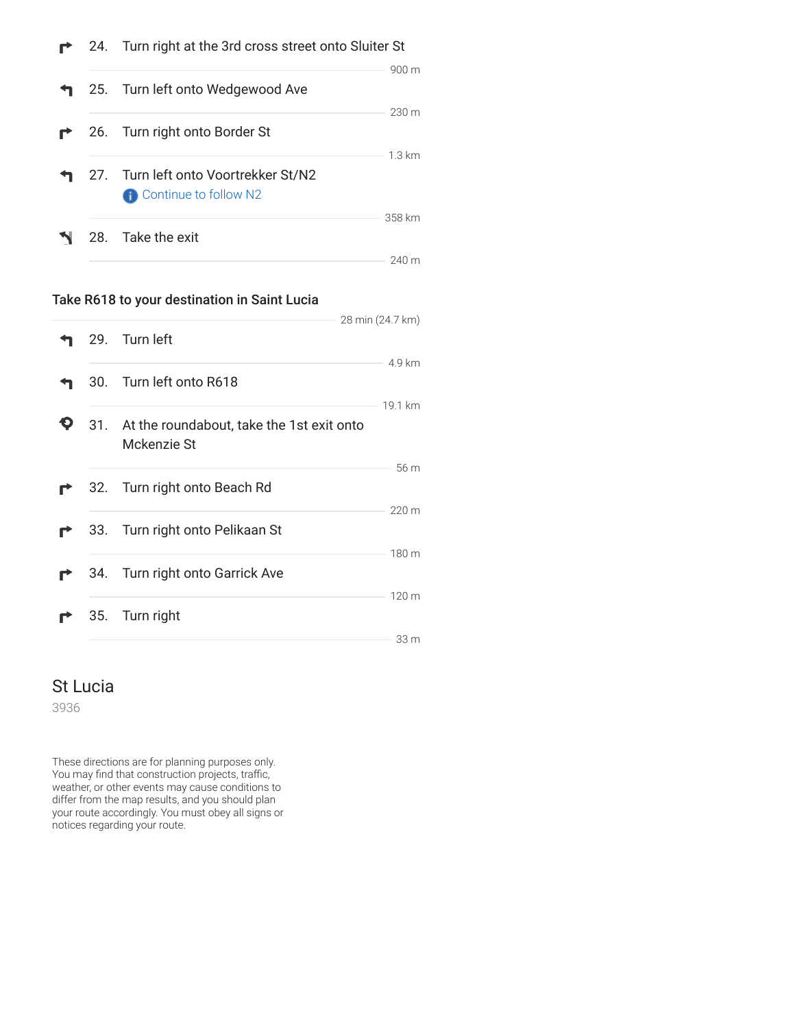24. Turn right at the 3rd cross street onto Sluiter St

900 m

25. Turn left onto Wedgewood Ave

230 m

26. Turn right onto Border St

1.3 km

27. Turn left onto Voortrekker St/N2
    Continue to follow N2

358 km

28. Take the exit

240 m

### Take R618 to your destination in Saint Lucia

28 min (24.7 km)

29. Turn left

4.9 km

30. Turn left onto R618

19.1 km

31. At the roundabout, take the 1st exit onto Mckenzie St

56 m

32. Turn right onto Beach Rd

220 m

33. Turn right onto Pelikaan St

180 m

34. Turn right onto Garrick Ave

120 m

35. Turn right

33 m

## St Lucia

3936

These directions are for planning purposes only. You may find that construction projects, traffic, weather, or other events may cause conditions to differ from the map results, and you should plan your route accordingly. You must obey all signs or notices regarding your route.